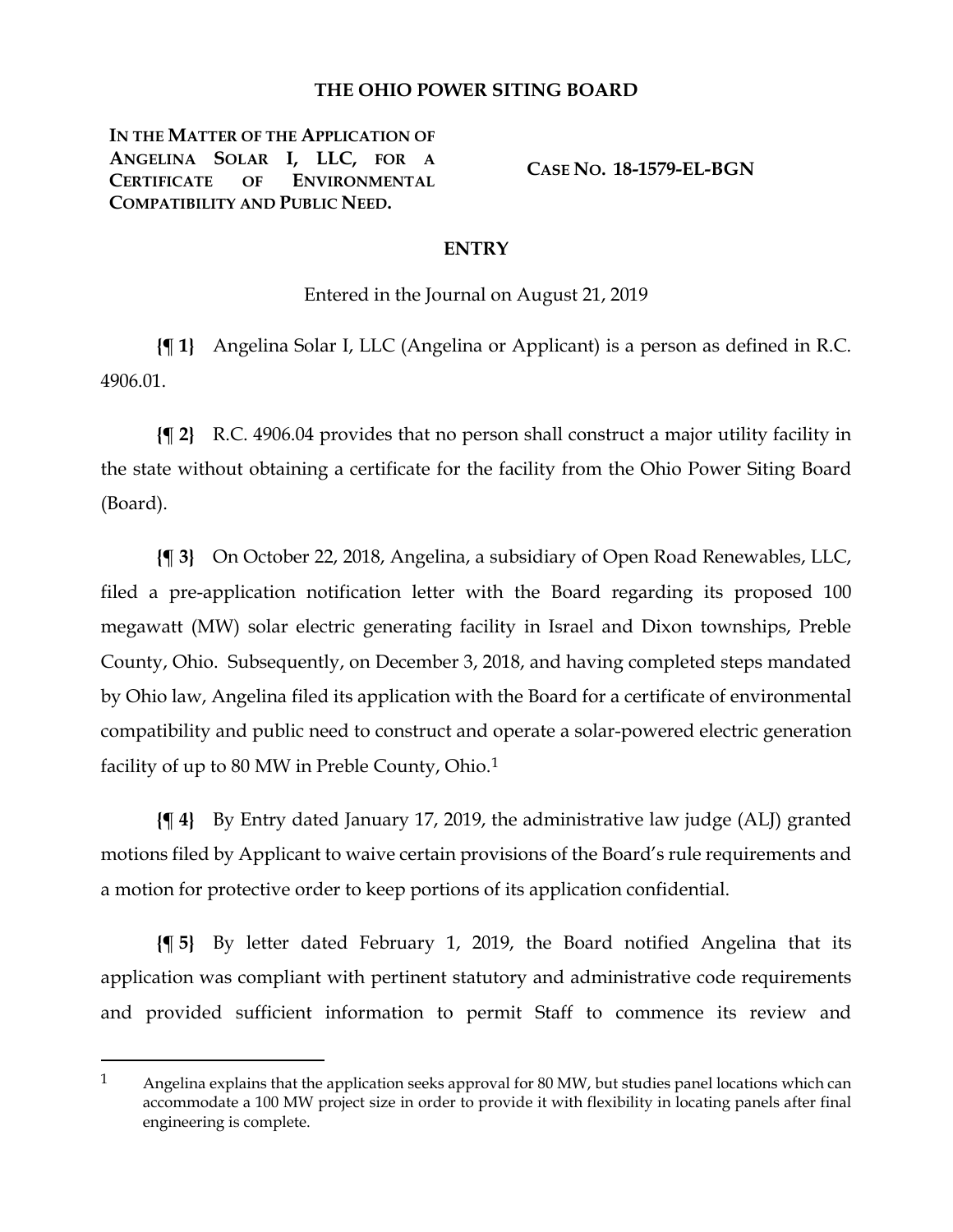# THE OHIO POWER SITING BOARD

**IN THE MATTER OF THE APPLICATION OF ANGELINA SOLAR I, LLC, FOR A CERTIFICATE OF ENVIRONMENTAL COMPATIBILITY AND PUBLIC NEED.**

**CASE NO. 18-1579-EL-BGN**

## ENTRY

Entered in the Journal on August 21, 2019

**{¶ 1}** Angelina Solar I, LLC (Angelina or Applicant) is a person as defined in R.C. 4906.01.

**{¶ 2}** R.C. 4906.04 provides that no person shall construct a major utility facility in the state without obtaining a certificate for the facility from the Ohio Power Siting Board (Board).

**{¶ 3}** On October 22, 2018, Angelina, a subsidiary of Open Road Renewables, LLC, filed a pre-application notification letter with the Board regarding its proposed 100 megawatt (MW) solar electric generating facility in Israel and Dixon townships, Preble County, Ohio. Subsequently, on December 3, 2018, and having completed steps mandated by Ohio law, Angelina filed its application with the Board for a certificate of environmental compatibility and public need to construct and operate a solar-powered electric generation facility of up to 80 MW in Preble County, Ohio.[1]

**{¶ 4}** By Entry dated January 17, 2019, the administrative law judge (ALJ) granted motions filed by Applicant to waive certain provisions of the Board's rule requirements and a motion for protective order to keep portions of its application confidential.

**{¶ 5}** By letter dated February 1, 2019, the Board notified Angelina that its application was compliant with pertinent statutory and administrative code requirements and provided sufficient information to permit Staff to commence its review and

---

[1] Angelina explains that the application seeks approval for 80 MW, but studies panel locations which can accommodate a 100 MW project size in order to provide it with flexibility in locating panels after final engineering is complete.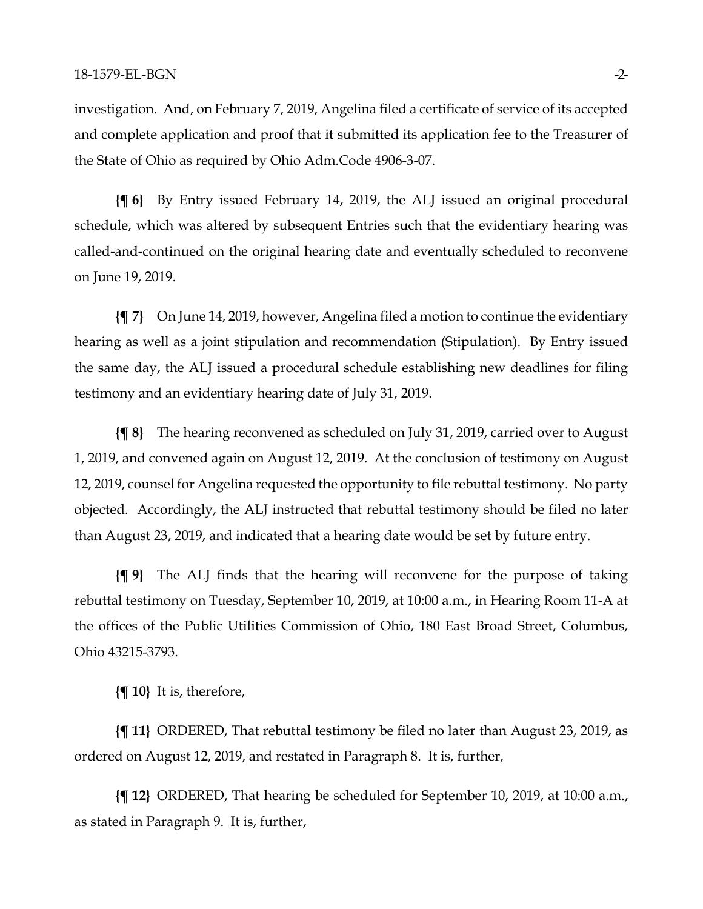investigation. And, on February 7, 2019, Angelina filed a certificate of service of its accepted and complete application and proof that it submitted its application fee to the Treasurer of the State of Ohio as required by Ohio Adm.Code 4906-3-07.

**{¶ 6}** By Entry issued February 14, 2019, the ALJ issued an original procedural schedule, which was altered by subsequent Entries such that the evidentiary hearing was called-and-continued on the original hearing date and eventually scheduled to reconvene on June 19, 2019.

**{¶ 7}** On June 14, 2019, however, Angelina filed a motion to continue the evidentiary hearing as well as a joint stipulation and recommendation (Stipulation). By Entry issued the same day, the ALJ issued a procedural schedule establishing new deadlines for filing testimony and an evidentiary hearing date of July 31, 2019.

**{¶ 8}** The hearing reconvened as scheduled on July 31, 2019, carried over to August 1, 2019, and convened again on August 12, 2019. At the conclusion of testimony on August 12, 2019, counsel for Angelina requested the opportunity to file rebuttal testimony. No party objected. Accordingly, the ALJ instructed that rebuttal testimony should be filed no later than August 23, 2019, and indicated that a hearing date would be set by future entry.

**{¶ 9}** The ALJ finds that the hearing will reconvene for the purpose of taking rebuttal testimony on Tuesday, September 10, 2019, at 10:00 a.m., in Hearing Room 11-A at the offices of the Public Utilities Commission of Ohio, 180 East Broad Street, Columbus, Ohio 43215-3793.

**{¶ 10}** It is, therefore,

**{¶ 11}** ORDERED, That rebuttal testimony be filed no later than August 23, 2019, as ordered on August 12, 2019, and restated in Paragraph 8. It is, further,

**{¶ 12}** ORDERED, That hearing be scheduled for September 10, 2019, at 10:00 a.m., as stated in Paragraph 9. It is, further,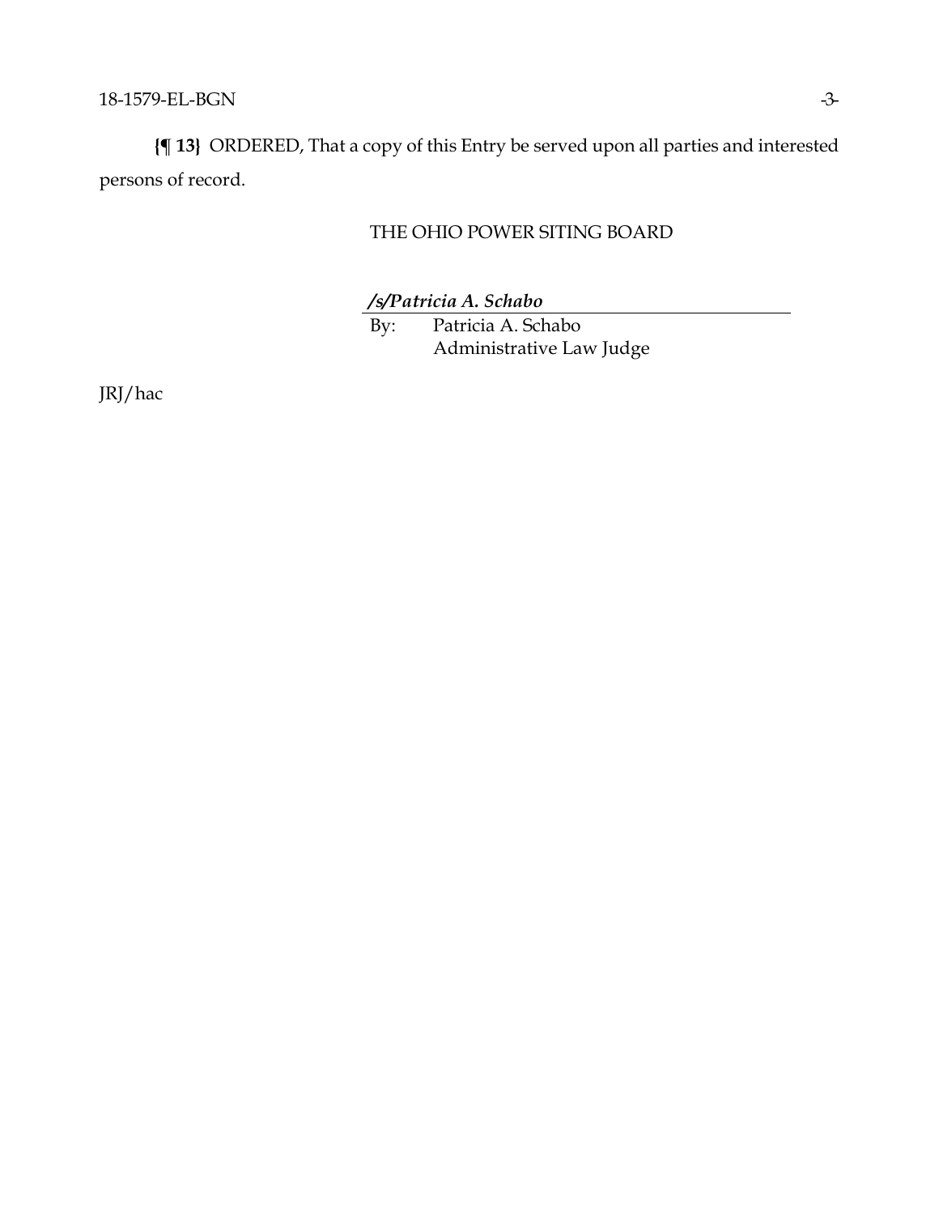**{¶ 13}** ORDERED, That a copy of this Entry be served upon all parties and interested persons of record.

THE OHIO POWER SITING BOARD

***/s/Patricia A. Schabo***

By: Patricia A. Schabo
Administrative Law Judge

JRJ/hac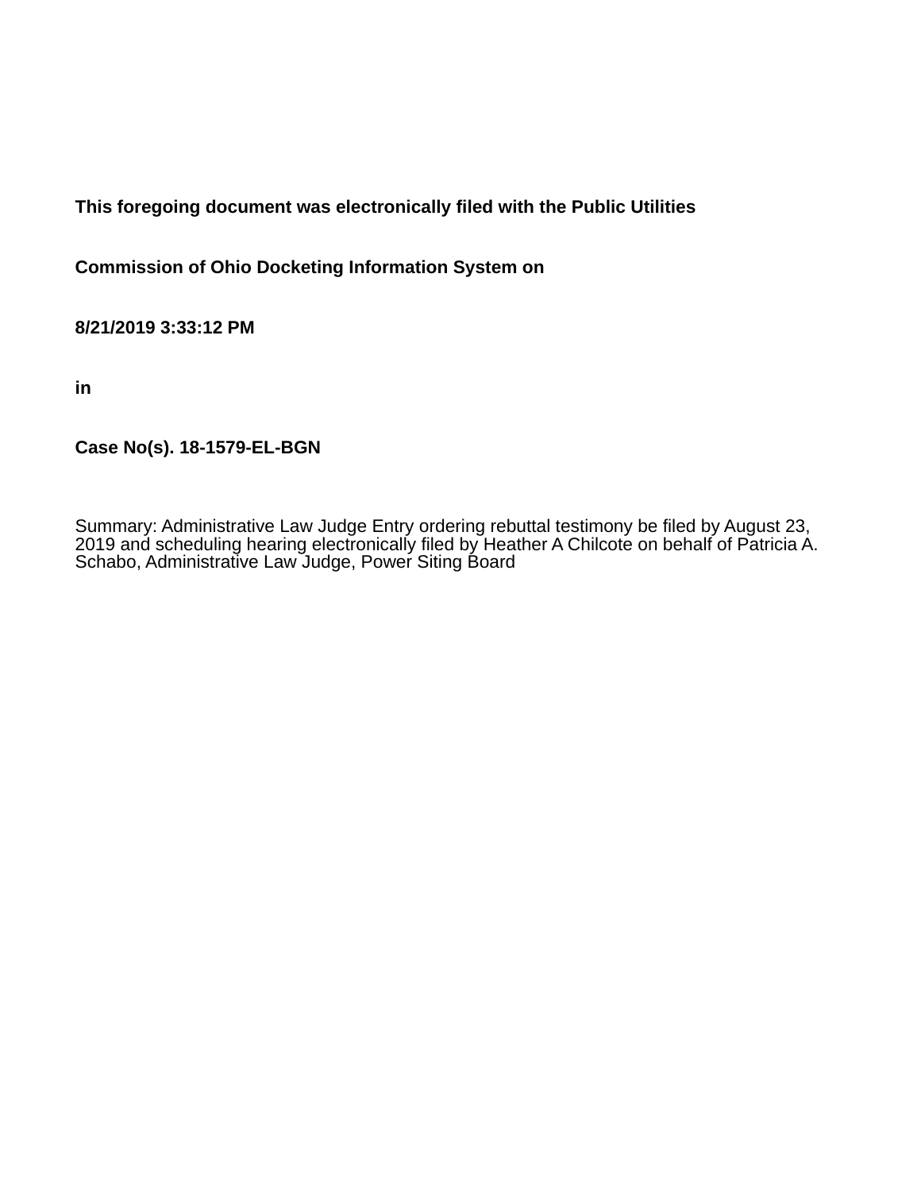**This foregoing document was electronically filed with the Public Utilities**

**Commission of Ohio Docketing Information System on**

**8/21/2019 3:33:12 PM**

**in**

**Case No(s). 18-1579-EL-BGN**

Summary: Administrative Law Judge Entry ordering rebuttal testimony be filed by August 23, 2019 and scheduling hearing electronically filed by Heather A Chilcote on behalf of Patricia A. Schabo, Administrative Law Judge, Power Siting Board